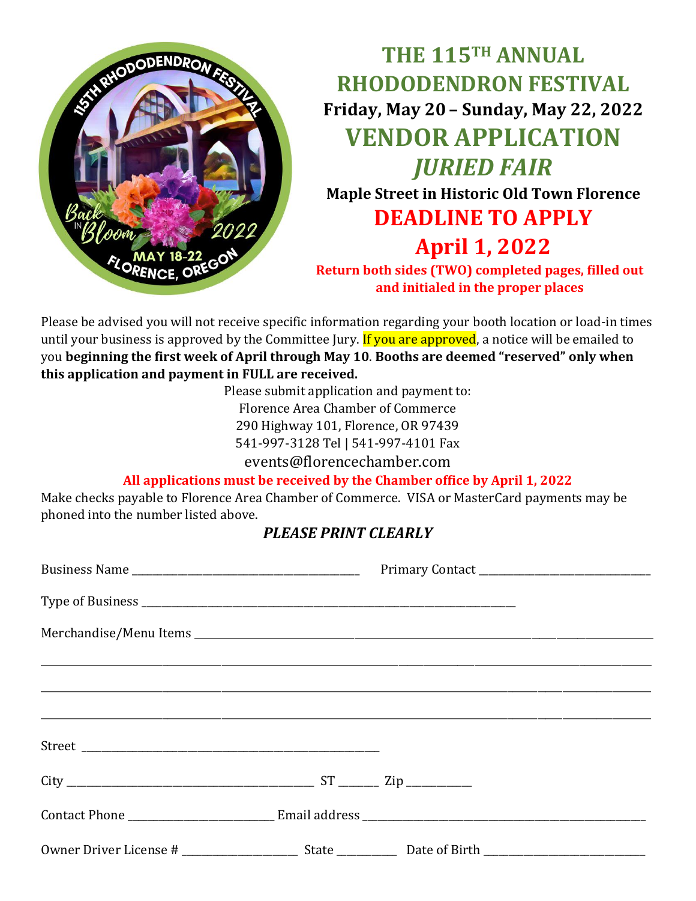# THE 115TH ANNUAL RHODODENDRON FESTIVAL

**Friday, May 20 – Sunday, May 22, 2022**

## VENDOR APPLICATION

## *JURIED FAIR*

**Maple Street in Historic Old Town Florence**

## DEADLINE TO APPLY

## April 1, 2022

**Return both sides (TWO) completed pages, filled out and initialed in the proper places**

Please be advised you will not receive specific information regarding your booth location or load-in times until your business is approved by the Committee Jury. If you are approved, a notice will be emailed to you **beginning the first week of April through May 10**. **Booths are deemed "reserved" only when this application and payment in FULL are received.**

Please submit application and payment to:
Florence Area Chamber of Commerce
290 Highway 101, Florence, OR 97439
541-997-3128 Tel | 541-997-4101 Fax
events@florencechamber.com

**All applications must be received by the Chamber office by April 1, 2022**

Make checks payable to Florence Area Chamber of Commerce. VISA or MasterCard payments may be phoned into the number listed above.

***PLEASE PRINT CLEARLY***

Business Name ____________________ Primary Contact ____________________

Type of Business ________________________________________

Merchandise/Menu Items ________________________________________

________________________________________

________________________________________

________________________________________

Street ________________________________________

City ____________________ ST ______ Zip __________

Contact Phone ____________________ Email address ____________________

Owner Driver License # ____________________ State __________ Date of Birth ____________________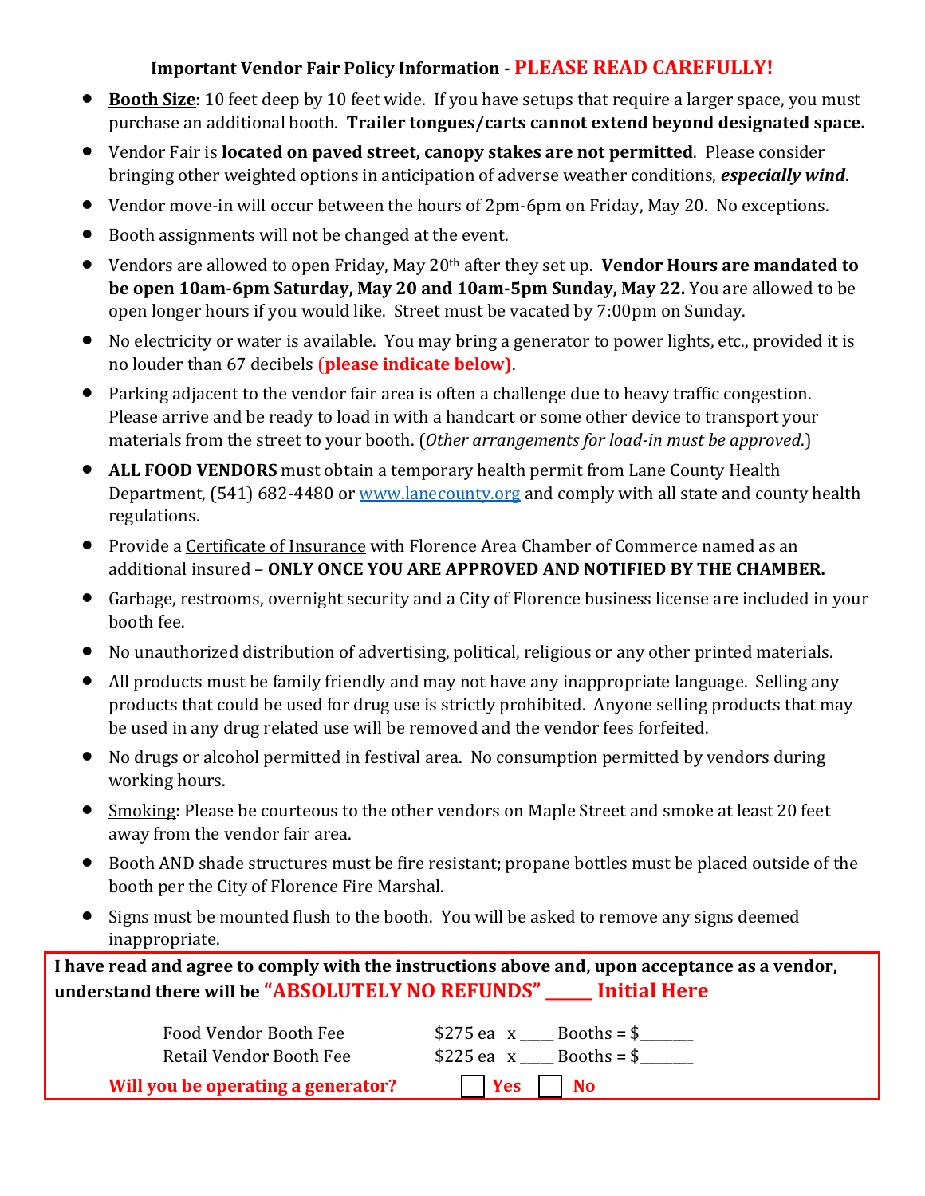## Important Vendor Fair Policy Information - PLEASE READ CAREFULLY!

- **Booth Size**: 10 feet deep by 10 feet wide. If you have setups that require a larger space, you must purchase an additional booth. **Trailer tongues/carts cannot extend beyond designated space.**
- Vendor Fair is **located on paved street, canopy stakes are not permitted**. Please consider bringing other weighted options in anticipation of adverse weather conditions, ***especially wind***.
- Vendor move-in will occur between the hours of 2pm-6pm on Friday, May 20. No exceptions.
- Booth assignments will not be changed at the event.
- Vendors are allowed to open Friday, May 20th after they set up. **Vendor Hours are mandated to be open 10am-6pm Saturday, May 20 and 10am-5pm Sunday, May 22.** You are allowed to be open longer hours if you would like. Street must be vacated by 7:00pm on Sunday.
- No electricity or water is available. You may bring a generator to power lights, etc., provided it is no louder than 67 decibels (**please indicate below)**.
- Parking adjacent to the vendor fair area is often a challenge due to heavy traffic congestion. Please arrive and be ready to load in with a handcart or some other device to transport your materials from the street to your booth. (*Other arrangements for load-in must be approved*.)
- **ALL FOOD VENDORS** must obtain a temporary health permit from Lane County Health Department, (541) 682-4480 or www.lanecounty.org and comply with all state and county health regulations.
- Provide a Certificate of Insurance with Florence Area Chamber of Commerce named as an additional insured – **ONLY ONCE YOU ARE APPROVED AND NOTIFIED BY THE CHAMBER.**
- Garbage, restrooms, overnight security and a City of Florence business license are included in your booth fee.
- No unauthorized distribution of advertising, political, religious or any other printed materials.
- All products must be family friendly and may not have any inappropriate language. Selling any products that could be used for drug use is strictly prohibited. Anyone selling products that may be used in any drug related use will be removed and the vendor fees forfeited.
- No drugs or alcohol permitted in festival area. No consumption permitted by vendors during working hours.
- Smoking: Please be courteous to the other vendors on Maple Street and smoke at least 20 feet away from the vendor fair area.
- Booth AND shade structures must be fire resistant; propane bottles must be placed outside of the booth per the City of Florence Fire Marshal.
- Signs must be mounted flush to the booth. You will be asked to remove any signs deemed inappropriate.

**I have read and agree to comply with the instructions above and, upon acceptance as a vendor, understand there will be "ABSOLUTELY NO REFUNDS" ______ Initial Here**

Food Vendor Booth Fee $275 ea x ____ Booths = $_______

Retail Vendor Booth Fee $225 ea x ____ Booths = $_______

**Will you be operating a generator?** ☐ **Yes** ☐ **No**